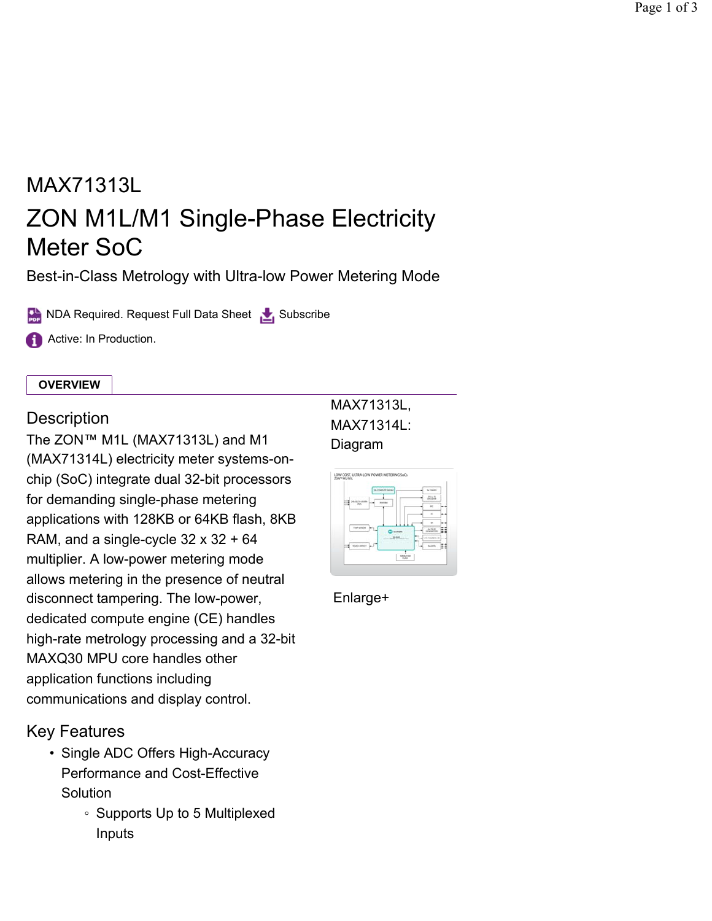# MAX71313L

## ZON M1L/M1 Single-Phase Electricity Meter SoC

Best-in-Class Metrology with Ultra-low Power Metering Mode

NDA Required. Request Full Data Sheet Subscribe

Active: In Production.

**OVERVIEW**

### Description

The ZON™ M1L (MAX71313L) and M1 (MAX71314L) electricity meter systems-on-chip (SoC) integrate dual 32-bit processors for demanding single-phase metering applications with 128KB or 64KB flash, 8KB RAM, and a single-cycle 32 x 32 + 64 multiplier. A low-power metering mode allows metering in the presence of neutral disconnect tampering. The low-power, dedicated compute engine (CE) handles high-rate metrology processing and a 32-bit MAXQ30 MPU core handles other application functions including communications and display control.

MAX71313L, MAX71314L: Diagram

Enlarge+

### Key Features

- Single ADC Offers High-Accuracy Performance and Cost-Effective Solution
  - Supports Up to 5 Multiplexed Inputs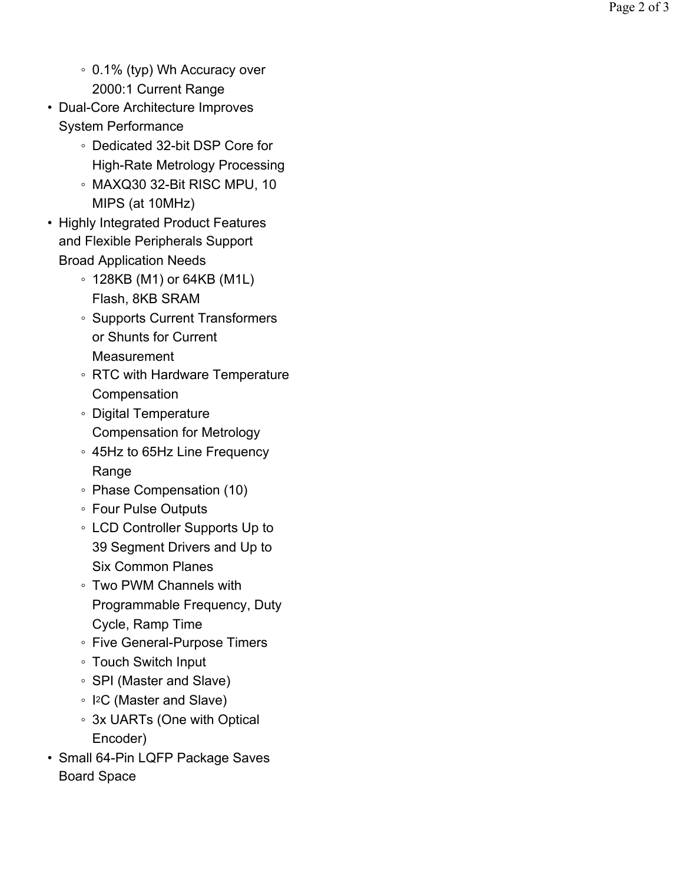- 0.1% (typ) Wh Accuracy over 2000:1 Current Range
- Dual-Core Architecture Improves System Performance
    - Dedicated 32-bit DSP Core for High-Rate Metrology Processing
    - MAXQ30 32-Bit RISC MPU, 10 MIPS (at 10MHz)
- Highly Integrated Product Features and Flexible Peripherals Support Broad Application Needs
    - 128KB (M1) or 64KB (M1L) Flash, 8KB SRAM
    - Supports Current Transformers or Shunts for Current Measurement
    - RTC with Hardware Temperature Compensation
    - Digital Temperature Compensation for Metrology
    - 45Hz to 65Hz Line Frequency Range
    - Phase Compensation (10)
    - Four Pulse Outputs
    - LCD Controller Supports Up to 39 Segment Drivers and Up to Six Common Planes
    - Two PWM Channels with Programmable Frequency, Duty Cycle, Ramp Time
    - Five General-Purpose Timers
    - Touch Switch Input
    - SPI (Master and Slave)
    - I²C (Master and Slave)
    - 3x UARTs (One with Optical Encoder)
- Small 64-Pin LQFP Package Saves Board Space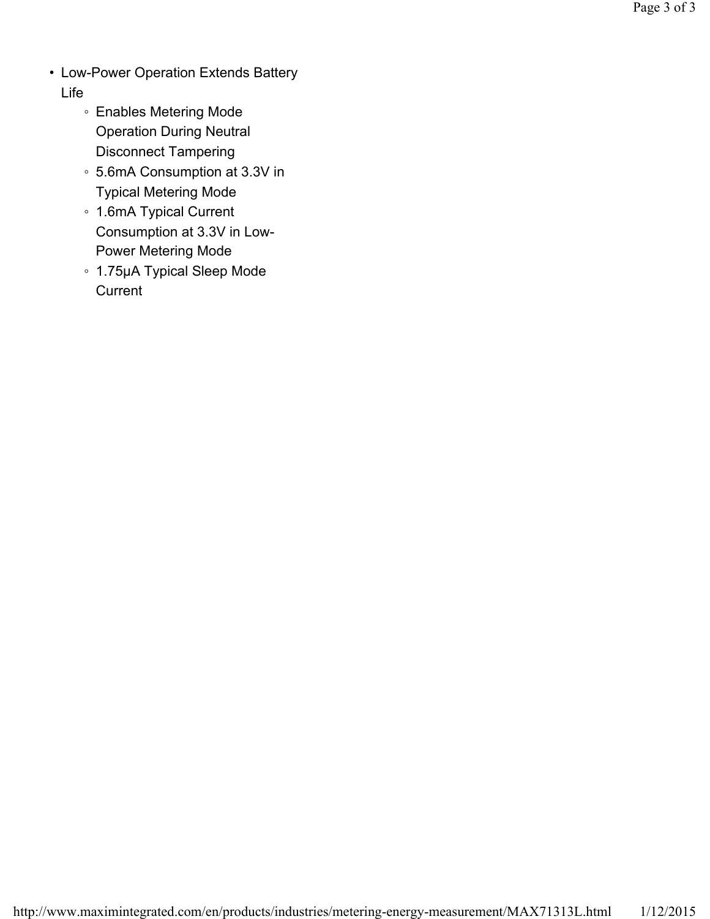- Low-Power Operation Extends Battery Life
  - Enables Metering Mode Operation During Neutral Disconnect Tampering
  - 5.6mA Consumption at 3.3V in Typical Metering Mode
  - 1.6mA Typical Current Consumption at 3.3V in Low-Power Metering Mode
  - 1.75µA Typical Sleep Mode Current